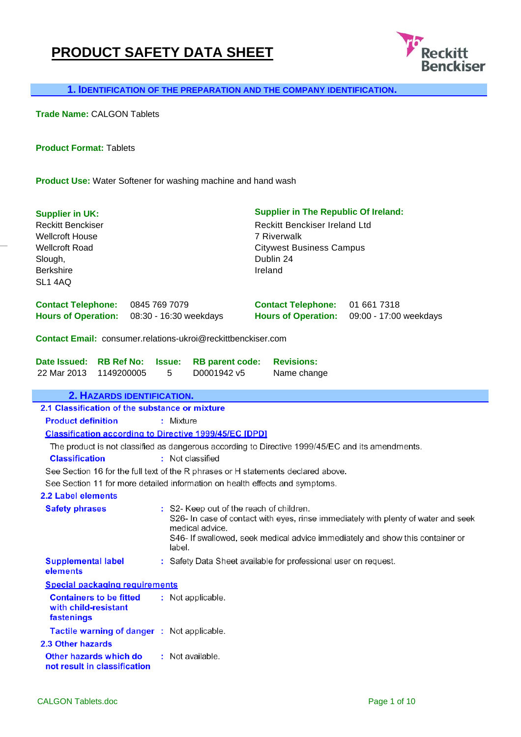# PRODUCT SAFETY DATA SHEET

## 1. IDENTIFICATION OF THE PREPARATION AND THE COMPANY IDENTIFICATION.

**Trade Name:** CALGON Tablets

**Product Format:** Tablets

**Product Use:** Water Softener for washing machine and hand wash

**Supplier in UK:**
Reckitt Benckiser
Wellcroft House
Wellcroft Road
Slough,
Berkshire
SL1 4AQ

**Contact Telephone:** 0845 769 7079
**Hours of Operation:** 08:30 - 16:30 weekdays

**Supplier in The Republic Of Ireland:**
Reckitt Benckiser Ireland Ltd
7 Riverwalk
Citywest Business Campus
Dublin 24
Ireland

**Contact Telephone:** 01 661 7318
**Hours of Operation:** 09:00 - 17:00 weekdays

**Contact Email:** consumer.relations-ukroi@reckittbenckiser.com

| Date Issued: | RB Ref No: | Issue: | RB parent code: | Revisions: |
|---|---|---|---|---|
| 22 Mar 2013 | 1149200005 | 5 | D0001942 v5 | Name change |

## 2. HAZARDS IDENTIFICATION.

### 2.1 Classification of the substance or mixture

**Product definition** : Mixture

**Classification according to Directive 1999/45/EC [DPD]**

The product is not classified as dangerous according to Directive 1999/45/EC and its amendments.

**Classification** : Not classified

See Section 16 for the full text of the R phrases or H statements declared above.

See Section 11 for more detailed information on health effects and symptoms.

### 2.2 Label elements

**Safety phrases** : S2- Keep out of the reach of children.
S26- In case of contact with eyes, rinse immediately with plenty of water and seek medical advice.
S46- If swallowed, seek medical advice immediately and show this container or label.

**Supplemental label elements** : Safety Data Sheet available for professional user on request.

**Special packaging requirements**

**Containers to be fitted with child-resistant fastenings** : Not applicable.

**Tactile warning of danger** : Not applicable.

### 2.3 Other hazards

**Other hazards which do not result in classification** : Not available.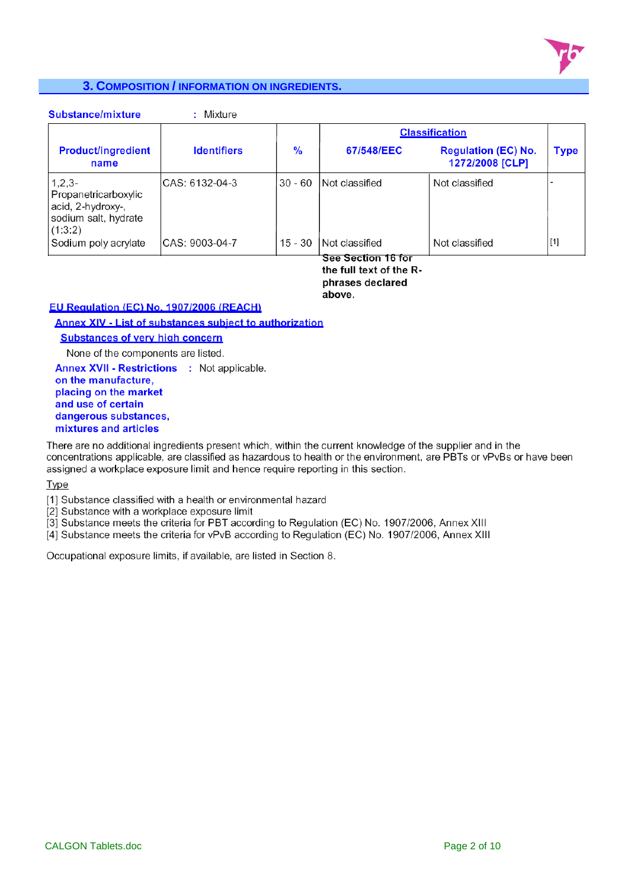## 3. COMPOSITION / INFORMATION ON INGREDIENTS.

**Substance/mixture** : Mixture

| Product/ingredient name | Identifiers | % | Classification | | Type |
|---|---|---|---|---|---|
| | | | 67/548/EEC | Regulation (EC) No. 1272/2008 [CLP] | |
| 1,2,3-Propanetricarboxylic acid, 2-hydroxy-, sodium salt, hydrate (1:3:2) | CAS: 6132-04-3 | 30 - 60 | Not classified | Not classified | - |
| Sodium poly acrylate | CAS: 9003-04-7 | 15 - 30 | Not classified | Not classified | [1] |

**See Section 16 for the full text of the R-phrases declared above.**

**EU Regulation (EC) No. 1907/2006 (REACH)**

**Annex XIV - List of substances subject to authorization**

**Substances of very high concern**

None of the components are listed.

**Annex XVII - Restrictions on the manufacture, placing on the market and use of certain dangerous substances, mixtures and articles** : Not applicable.

There are no additional ingredients present which, within the current knowledge of the supplier and in the concentrations applicable, are classified as hazardous to health or the environment, are PBTs or vPvBs or have been assigned a workplace exposure limit and hence require reporting in this section.

Type

[1] Substance classified with a health or environmental hazard
[2] Substance with a workplace exposure limit
[3] Substance meets the criteria for PBT according to Regulation (EC) No. 1907/2006, Annex XIII
[4] Substance meets the criteria for vPvB according to Regulation (EC) No. 1907/2006, Annex XIII

Occupational exposure limits, if available, are listed in Section 8.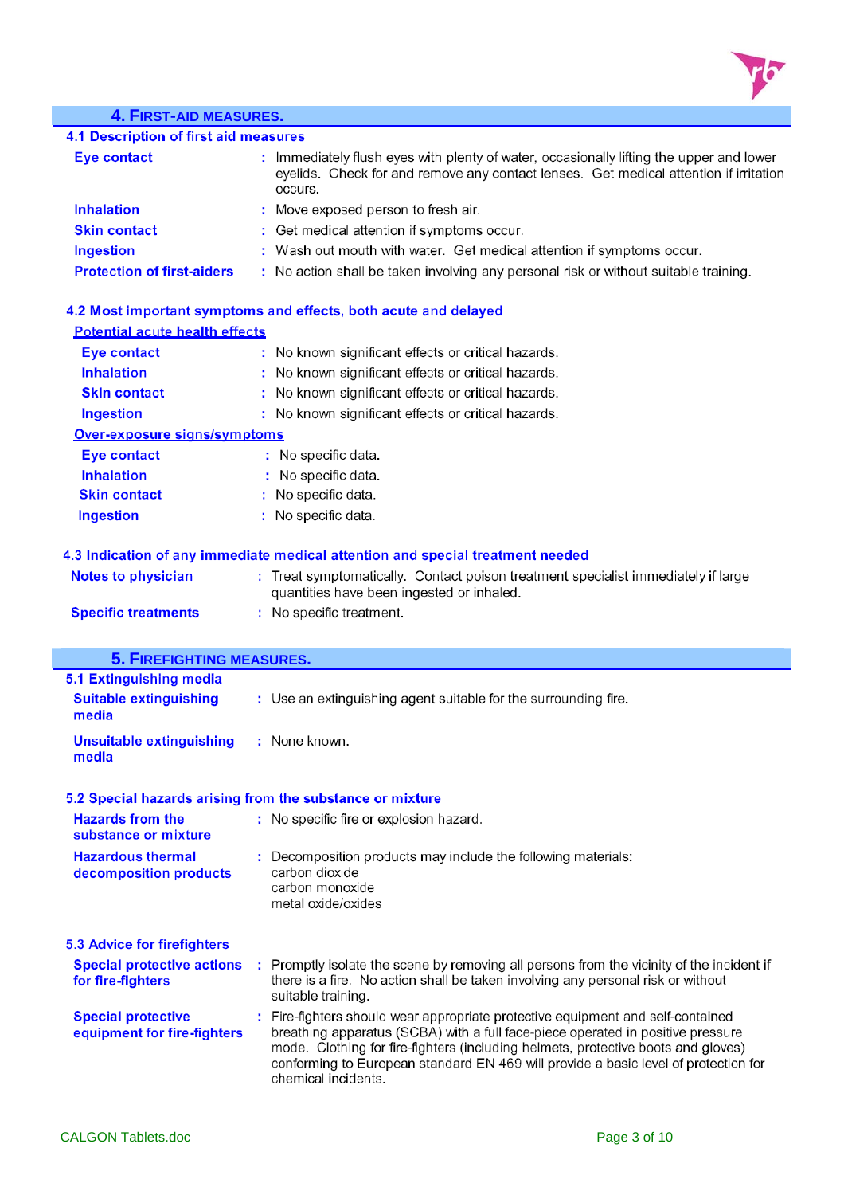## 4. FIRST-AID MEASURES.

### 4.1 Description of first aid measures

| | |
|---|---|
| **Eye contact** | : Immediately flush eyes with plenty of water, occasionally lifting the upper and lower eyelids. Check for and remove any contact lenses. Get medical attention if irritation occurs. |
| **Inhalation** | : Move exposed person to fresh air. |
| **Skin contact** | : Get medical attention if symptoms occur. |
| **Ingestion** | : Wash out mouth with water. Get medical attention if symptoms occur. |
| **Protection of first-aiders** | : No action shall be taken involving any personal risk or without suitable training. |

### 4.2 Most important symptoms and effects, both acute and delayed

**Potential acute health effects**

| | |
|---|---|
| **Eye contact** | : No known significant effects or critical hazards. |
| **Inhalation** | : No known significant effects or critical hazards. |
| **Skin contact** | : No known significant effects or critical hazards. |
| **Ingestion** | : No known significant effects or critical hazards. |

**Over-exposure signs/symptoms**

| | |
|---|---|
| **Eye contact** | : No specific data. |
| **Inhalation** | : No specific data. |
| **Skin contact** | : No specific data. |
| **Ingestion** | : No specific data. |

### 4.3 Indication of any immediate medical attention and special treatment needed

| | |
|---|---|
| **Notes to physician** | : Treat symptomatically. Contact poison treatment specialist immediately if large quantities have been ingested or inhaled. |
| **Specific treatments** | : No specific treatment. |

## 5. FIREFIGHTING MEASURES.

### 5.1 Extinguishing media

| | |
|---|---|
| **Suitable extinguishing media** | : Use an extinguishing agent suitable for the surrounding fire. |
| **Unsuitable extinguishing media** | : None known. |

### 5.2 Special hazards arising from the substance or mixture

| | |
|---|---|
| **Hazards from the substance or mixture** | : No specific fire or explosion hazard. |
| **Hazardous thermal decomposition products** | : Decomposition products may include the following materials: carbon dioxide, carbon monoxide, metal oxide/oxides |

### 5.3 Advice for firefighters

| | |
|---|---|
| **Special protective actions for fire-fighters** | : Promptly isolate the scene by removing all persons from the vicinity of the incident if there is a fire. No action shall be taken involving any personal risk or without suitable training. |
| **Special protective equipment for fire-fighters** | : Fire-fighters should wear appropriate protective equipment and self-contained breathing apparatus (SCBA) with a full face-piece operated in positive pressure mode. Clothing for fire-fighters (including helmets, protective boots and gloves) conforming to European standard EN 469 will provide a basic level of protection for chemical incidents. |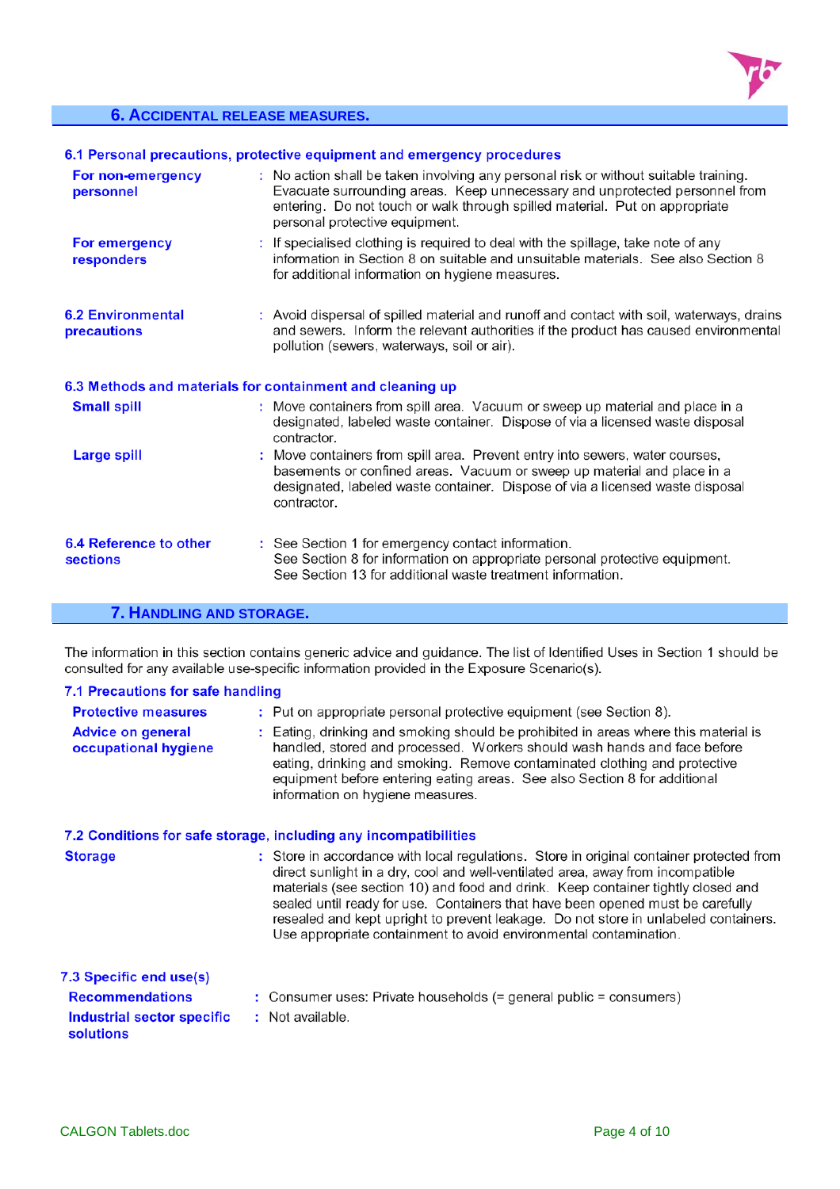## 6. ACCIDENTAL RELEASE MEASURES.

### 6.1 Personal precautions, protective equipment and emergency procedures

**For non-emergency personnel** : No action shall be taken involving any personal risk or without suitable training. Evacuate surrounding areas. Keep unnecessary and unprotected personnel from entering. Do not touch or walk through spilled material. Put on appropriate personal protective equipment.

**For emergency responders** : If specialised clothing is required to deal with the spillage, take note of any information in Section 8 on suitable and unsuitable materials. See also Section 8 for additional information on hygiene measures.

**6.2 Environmental precautions** : Avoid dispersal of spilled material and runoff and contact with soil, waterways, drains and sewers. Inform the relevant authorities if the product has caused environmental pollution (sewers, waterways, soil or air).

### 6.3 Methods and materials for containment and cleaning up

**Small spill** : Move containers from spill area. Vacuum or sweep up material and place in a designated, labeled waste container. Dispose of via a licensed waste disposal contractor.

**Large spill** : Move containers from spill area. Prevent entry into sewers, water courses, basements or confined areas. Vacuum or sweep up material and place in a designated, labeled waste container. Dispose of via a licensed waste disposal contractor.

**6.4 Reference to other sections** : See Section 1 for emergency contact information.
See Section 8 for information on appropriate personal protective equipment.
See Section 13 for additional waste treatment information.

## 7. HANDLING AND STORAGE.

The information in this section contains generic advice and guidance. The list of Identified Uses in Section 1 should be consulted for any available use-specific information provided in the Exposure Scenario(s).

### 7.1 Precautions for safe handling

**Protective measures** : Put on appropriate personal protective equipment (see Section 8).

**Advice on general occupational hygiene** : Eating, drinking and smoking should be prohibited in areas where this material is handled, stored and processed. Workers should wash hands and face before eating, drinking and smoking. Remove contaminated clothing and protective equipment before entering eating areas. See also Section 8 for additional information on hygiene measures.

### 7.2 Conditions for safe storage, including any incompatibilities

**Storage** : Store in accordance with local regulations. Store in original container protected from direct sunlight in a dry, cool and well-ventilated area, away from incompatible materials (see section 10) and food and drink. Keep container tightly closed and sealed until ready for use. Containers that have been opened must be carefully resealed and kept upright to prevent leakage. Do not store in unlabeled containers. Use appropriate containment to avoid environmental contamination.

### 7.3 Specific end use(s)

**Recommendations** : Consumer uses: Private households (= general public = consumers)

**Industrial sector specific solutions** : Not available.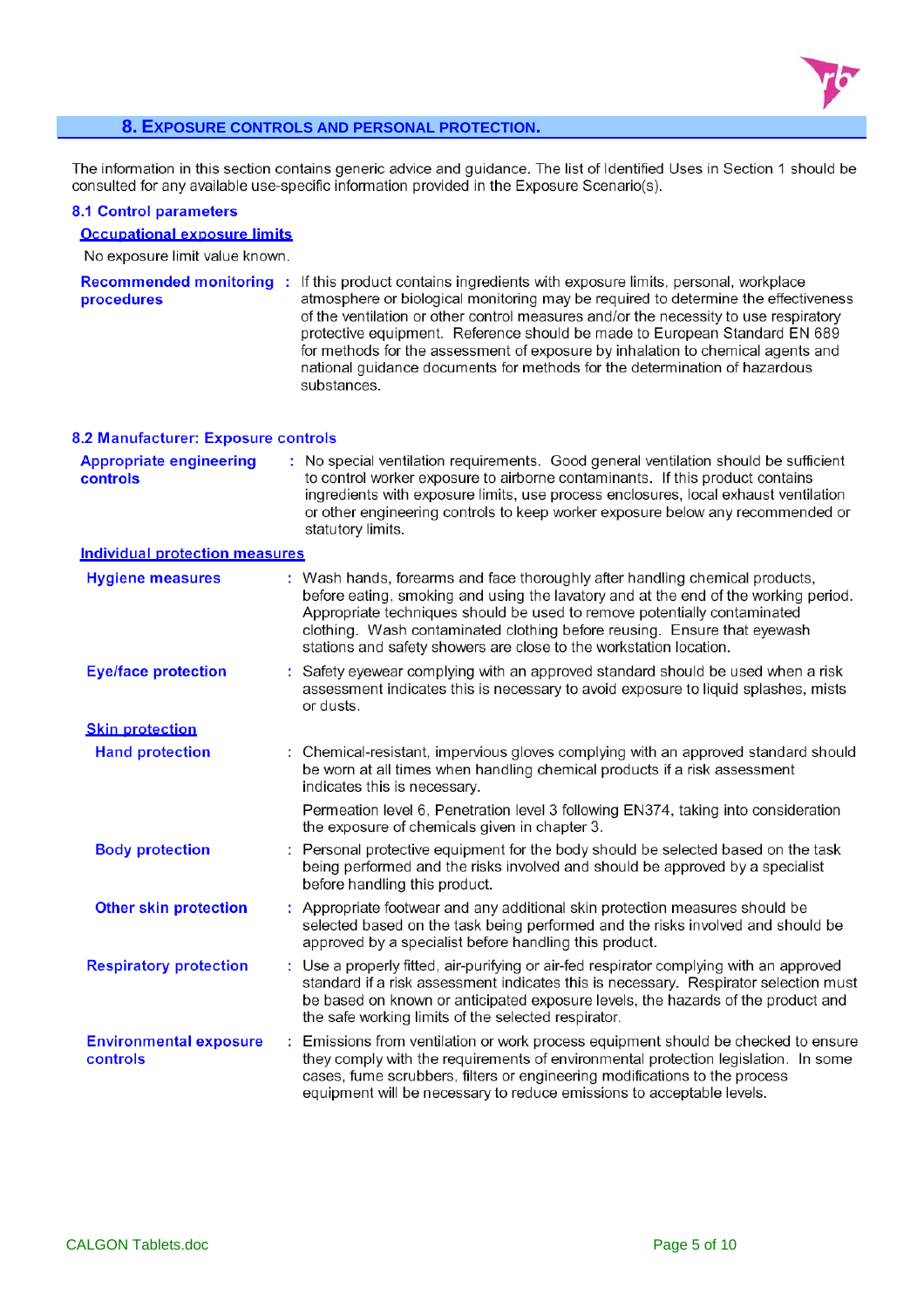## 8. EXPOSURE CONTROLS AND PERSONAL PROTECTION.

The information in this section contains generic advice and guidance. The list of Identified Uses in Section 1 should be consulted for any available use-specific information provided in the Exposure Scenario(s).

### 8.1 Control parameters

**Occupational exposure limits**

No exposure limit value known.

**Recommended monitoring procedures** : If this product contains ingredients with exposure limits, personal, workplace atmosphere or biological monitoring may be required to determine the effectiveness of the ventilation or other control measures and/or the necessity to use respiratory protective equipment. Reference should be made to European Standard EN 689 for methods for the assessment of exposure by inhalation to chemical agents and national guidance documents for methods for the determination of hazardous substances.

### 8.2 Manufacturer: Exposure controls

**Appropriate engineering controls** : No special ventilation requirements. Good general ventilation should be sufficient to control worker exposure to airborne contaminants. If this product contains ingredients with exposure limits, use process enclosures, local exhaust ventilation or other engineering controls to keep worker exposure below any recommended or statutory limits.

**Individual protection measures**

**Hygiene measures** : Wash hands, forearms and face thoroughly after handling chemical products, before eating, smoking and using the lavatory and at the end of the working period. Appropriate techniques should be used to remove potentially contaminated clothing. Wash contaminated clothing before reusing. Ensure that eyewash stations and safety showers are close to the workstation location.

**Eye/face protection** : Safety eyewear complying with an approved standard should be used when a risk assessment indicates this is necessary to avoid exposure to liquid splashes, mists or dusts.

**Skin protection**

**Hand protection** : Chemical-resistant, impervious gloves complying with an approved standard should be worn at all times when handling chemical products if a risk assessment indicates this is necessary.

Permeation level 6, Penetration level 3 following EN374, taking into consideration the exposure of chemicals given in chapter 3.

**Body protection** : Personal protective equipment for the body should be selected based on the task being performed and the risks involved and should be approved by a specialist before handling this product.

**Other skin protection** : Appropriate footwear and any additional skin protection measures should be selected based on the task being performed and the risks involved and should be approved by a specialist before handling this product.

**Respiratory protection** : Use a properly fitted, air-purifying or air-fed respirator complying with an approved standard if a risk assessment indicates this is necessary. Respirator selection must be based on known or anticipated exposure levels, the hazards of the product and the safe working limits of the selected respirator.

**Environmental exposure controls** : Emissions from ventilation or work process equipment should be checked to ensure they comply with the requirements of environmental protection legislation. In some cases, fume scrubbers, filters or engineering modifications to the process equipment will be necessary to reduce emissions to acceptable levels.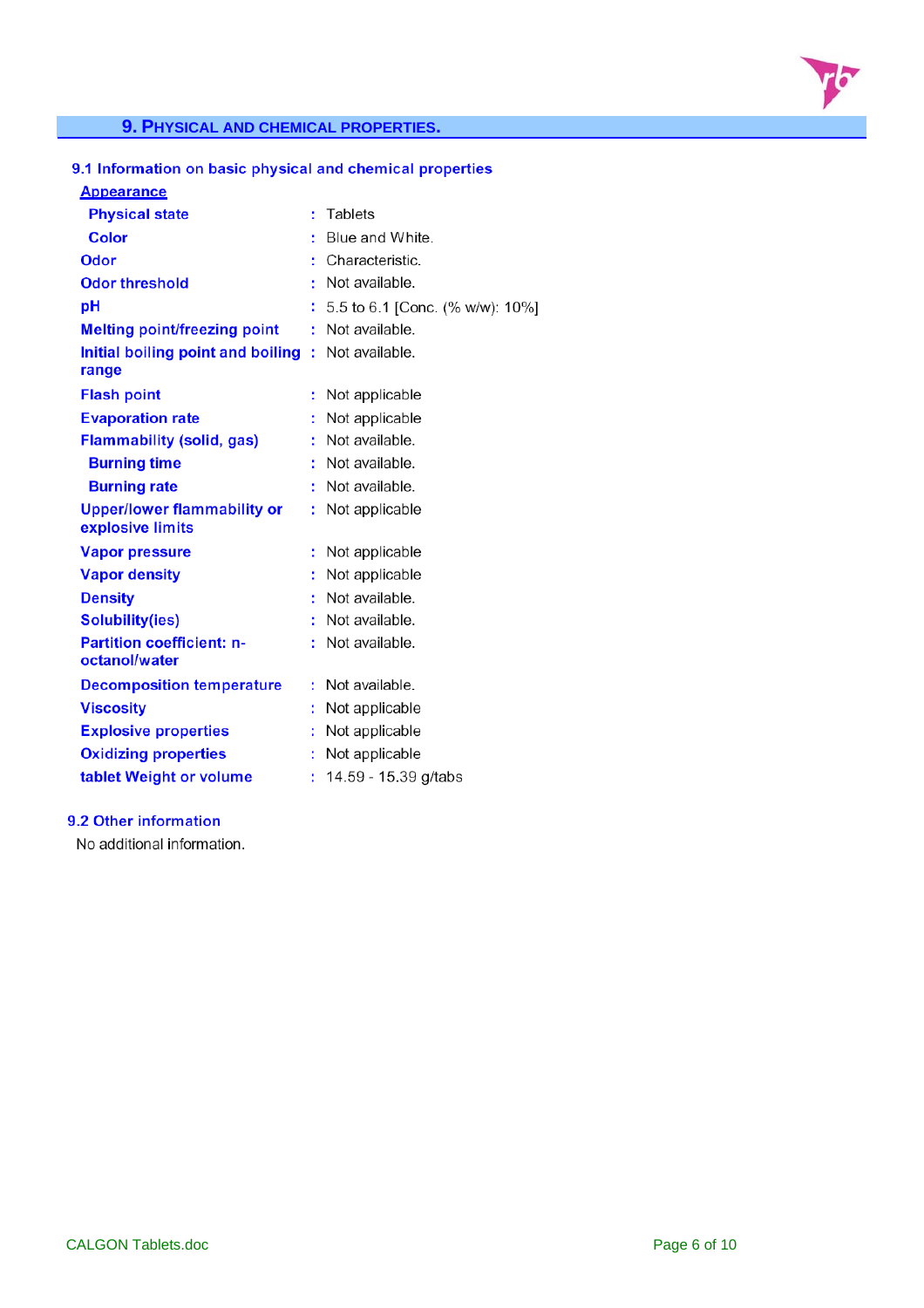## 9. Physical and Chemical Properties.

### 9.1 Information on basic physical and chemical properties

**Appearance**

| Property | | Value |
|---|---|---|
| **Physical state** | : | Tablets |
| **Color** | : | Blue and White. |
| **Odor** | : | Characteristic. |
| **Odor threshold** | : | Not available. |
| **pH** | : | 5.5 to 6.1 [Conc. (% w/w): 10%] |
| **Melting point/freezing point** | : | Not available. |
| **Initial boiling point and boiling range** | : | Not available. |
| **Flash point** | : | Not applicable |
| **Evaporation rate** | : | Not applicable |
| **Flammability (solid, gas)** | : | Not available. |
| **Burning time** | : | Not available. |
| **Burning rate** | : | Not available. |
| **Upper/lower flammability or explosive limits** | : | Not applicable |
| **Vapor pressure** | : | Not applicable |
| **Vapor density** | : | Not applicable |
| **Density** | : | Not available. |
| **Solubility(ies)** | : | Not available. |
| **Partition coefficient: n-octanol/water** | : | Not available. |
| **Decomposition temperature** | : | Not available. |
| **Viscosity** | : | Not applicable |
| **Explosive properties** | : | Not applicable |
| **Oxidizing properties** | : | Not applicable |
| **tablet Weight or volume** | : | 14.59 - 15.39 g/tabs |

### 9.2 Other information

No additional information.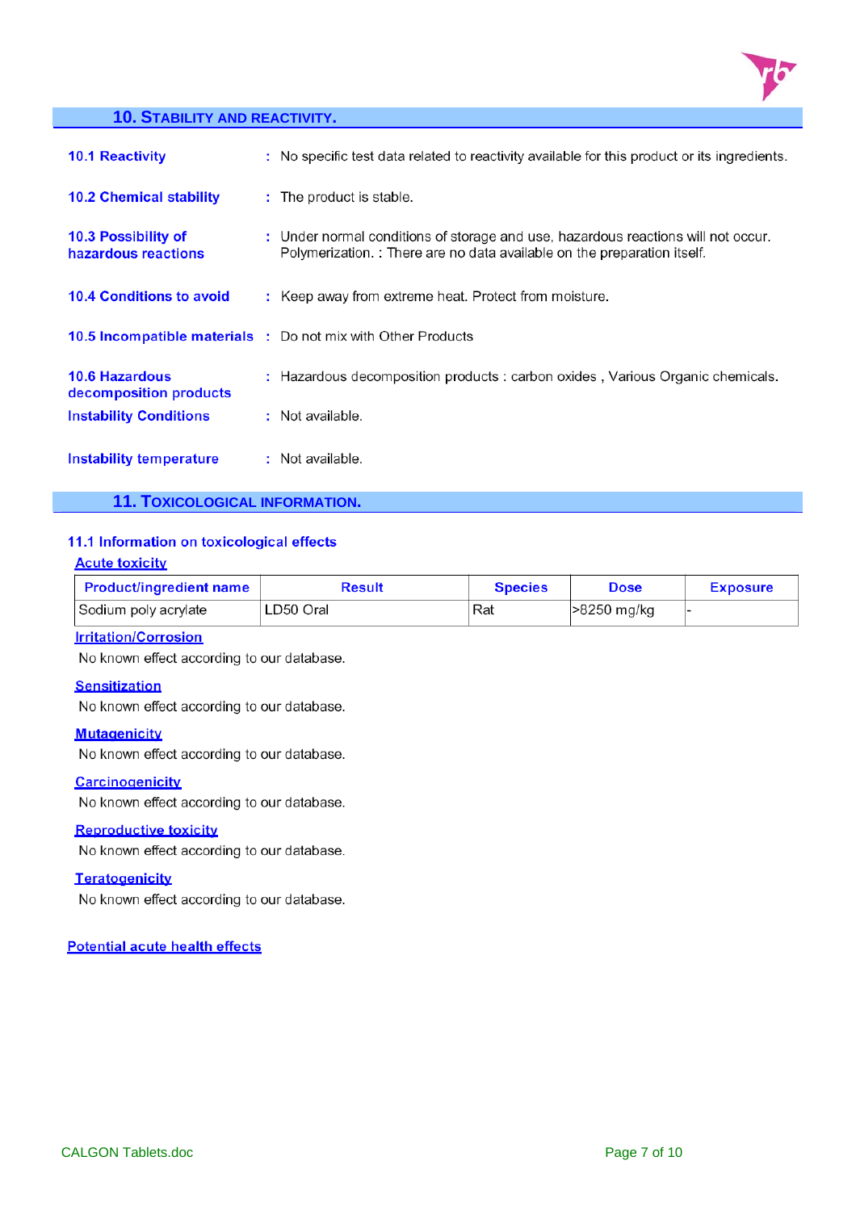## 10. STABILITY AND REACTIVITY.

**10.1 Reactivity** : No specific test data related to reactivity available for this product or its ingredients.

**10.2 Chemical stability** : The product is stable.

**10.3 Possibility of hazardous reactions** : Under normal conditions of storage and use, hazardous reactions will not occur. Polymerization. : There are no data available on the preparation itself.

**10.4 Conditions to avoid** : Keep away from extreme heat. Protect from moisture.

**10.5 Incompatible materials** : Do not mix with Other Products

**10.6 Hazardous decomposition products** : Hazardous decomposition products : carbon oxides , Various Organic chemicals.

**Instability Conditions** : Not available.

**Instability temperature** : Not available.

## 11. TOXICOLOGICAL INFORMATION.

### 11.1 Information on toxicological effects

**Acute toxicity**

| Product/ingredient name | Result | Species | Dose | Exposure |
|---|---|---|---|---|
| Sodium poly acrylate | LD50 Oral | Rat | >8250 mg/kg | - |

**Irritation/Corrosion**

No known effect according to our database.

**Sensitization**

No known effect according to our database.

**Mutagenicity**

No known effect according to our database.

**Carcinogenicity**

No known effect according to our database.

**Reproductive toxicity**

No known effect according to our database.

**Teratogenicity**

No known effect according to our database.

**Potential acute health effects**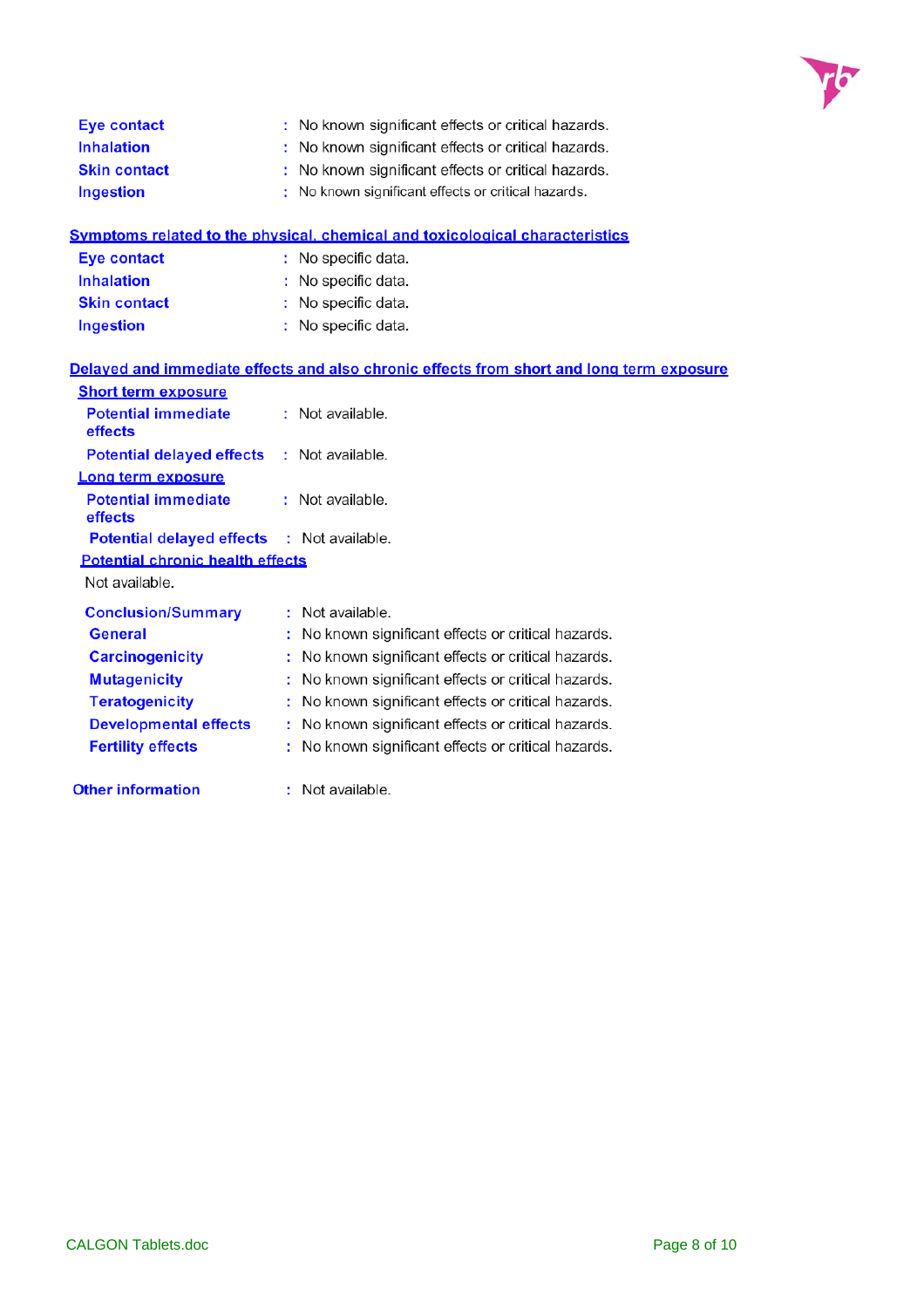| | | |
|---|---|---|
| **Eye contact** | : | No known significant effects or critical hazards. |
| **Inhalation** | : | No known significant effects or critical hazards. |
| **Skin contact** | : | No known significant effects or critical hazards. |
| **Ingestion** | : | No known significant effects or critical hazards. |

**Symptoms related to the physical, chemical and toxicological characteristics**

| | | |
|---|---|---|
| **Eye contact** | : | No specific data. |
| **Inhalation** | : | No specific data. |
| **Skin contact** | : | No specific data. |
| **Ingestion** | : | No specific data. |

**Delayed and immediate effects and also chronic effects from short and long term exposure**

**Short term exposure**

| | | |
|---|---|---|
| **Potential immediate effects** | : | Not available. |
| **Potential delayed effects** | : | Not available. |

**Long term exposure**

| | | |
|---|---|---|
| **Potential immediate effects** | : | Not available. |
| **Potential delayed effects** | : | Not available. |

**Potential chronic health effects**

Not available.

| | | |
|---|---|---|
| **Conclusion/Summary** | : | Not available. |
| **General** | : | No known significant effects or critical hazards. |
| **Carcinogenicity** | : | No known significant effects or critical hazards. |
| **Mutagenicity** | : | No known significant effects or critical hazards. |
| **Teratogenicity** | : | No known significant effects or critical hazards. |
| **Developmental effects** | : | No known significant effects or critical hazards. |
| **Fertility effects** | : | No known significant effects or critical hazards. |

| | | |
|---|---|---|
| **Other information** | : | Not available. |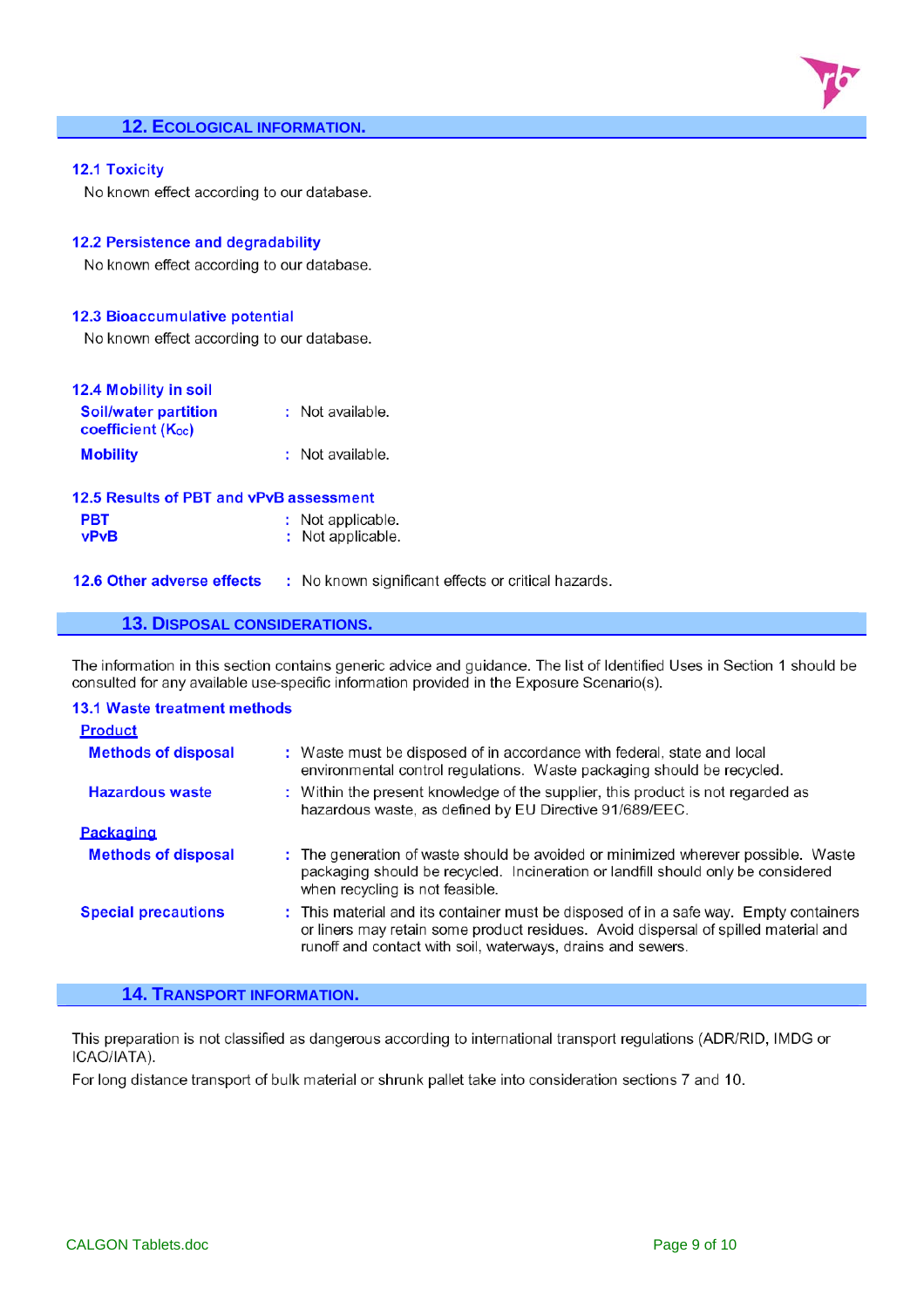## 12. Ecological information.

### 12.1 Toxicity

No known effect according to our database.

### 12.2 Persistence and degradability

No known effect according to our database.

### 12.3 Bioaccumulative potential

No known effect according to our database.

### 12.4 Mobility in soil

**Soil/water partition coefficient ($K_{OC}$)** : Not available.

**Mobility** : Not available.

### 12.5 Results of PBT and vPvB assessment

**PBT** : Not applicable.
**vPvB** : Not applicable.

### 12.6 Other adverse effects

: No known significant effects or critical hazards.

## 13. Disposal considerations.

The information in this section contains generic advice and guidance. The list of Identified Uses in Section 1 should be consulted for any available use-specific information provided in the Exposure Scenario(s).

### 13.1 Waste treatment methods

**Product**

**Methods of disposal** : Waste must be disposed of in accordance with federal, state and local environmental control regulations. Waste packaging should be recycled.

**Hazardous waste** : Within the present knowledge of the supplier, this product is not regarded as hazardous waste, as defined by EU Directive 91/689/EEC.

**Packaging**

**Methods of disposal** : The generation of waste should be avoided or minimized wherever possible. Waste packaging should be recycled. Incineration or landfill should only be considered when recycling is not feasible.

**Special precautions** : This material and its container must be disposed of in a safe way. Empty containers or liners may retain some product residues. Avoid dispersal of spilled material and runoff and contact with soil, waterways, drains and sewers.

## 14. Transport information.

This preparation is not classified as dangerous according to international transport regulations (ADR/RID, IMDG or ICAO/IATA).

For long distance transport of bulk material or shrunk pallet take into consideration sections 7 and 10.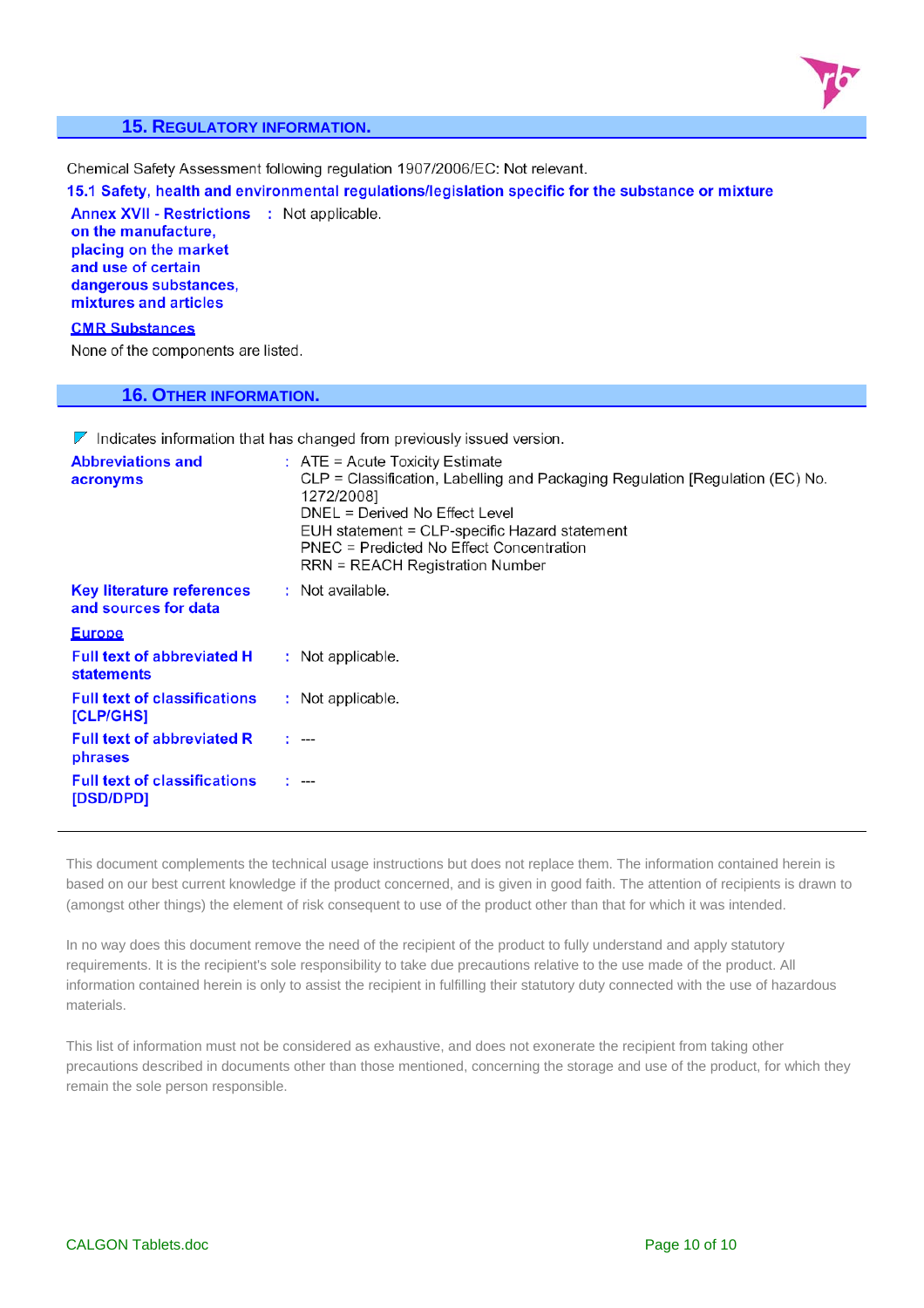## 15. REGULATORY INFORMATION.

Chemical Safety Assessment following regulation 1907/2006/EC: Not relevant.

### 15.1 Safety, health and environmental regulations/legislation specific for the substance or mixture

**Annex XVII - Restrictions on the manufacture, placing on the market and use of certain dangerous substances, mixtures and articles** : Not applicable.

**CMR Substances**

None of the components are listed.

## 16. OTHER INFORMATION.

Indicates information that has changed from previously issued version.

**Abbreviations and acronyms** :
ATE = Acute Toxicity Estimate
CLP = Classification, Labelling and Packaging Regulation [Regulation (EC) No. 1272/2008]
DNEL = Derived No Effect Level
EUH statement = CLP-specific Hazard statement
PNEC = Predicted No Effect Concentration
RRN = REACH Registration Number

**Key literature references and sources for data** : Not available.

**Europe**

**Full text of abbreviated H statements** : Not applicable.

**Full text of classifications [CLP/GHS]** : Not applicable.

**Full text of abbreviated R phrases** : ---

**Full text of classifications [DSD/DPD]** : ---

---

This document complements the technical usage instructions but does not replace them. The information contained herein is based on our best current knowledge if the product concerned, and is given in good faith. The attention of recipients is drawn to (amongst other things) the element of risk consequent to use of the product other than that for which it was intended.

In no way does this document remove the need of the recipient of the product to fully understand and apply statutory requirements. It is the recipient's sole responsibility to take due precautions relative to the use made of the product. All information contained herein is only to assist the recipient in fulfilling their statutory duty connected with the use of hazardous materials.

This list of information must not be considered as exhaustive, and does not exonerate the recipient from taking other precautions described in documents other than those mentioned, concerning the storage and use of the product, for which they remain the sole person responsible.